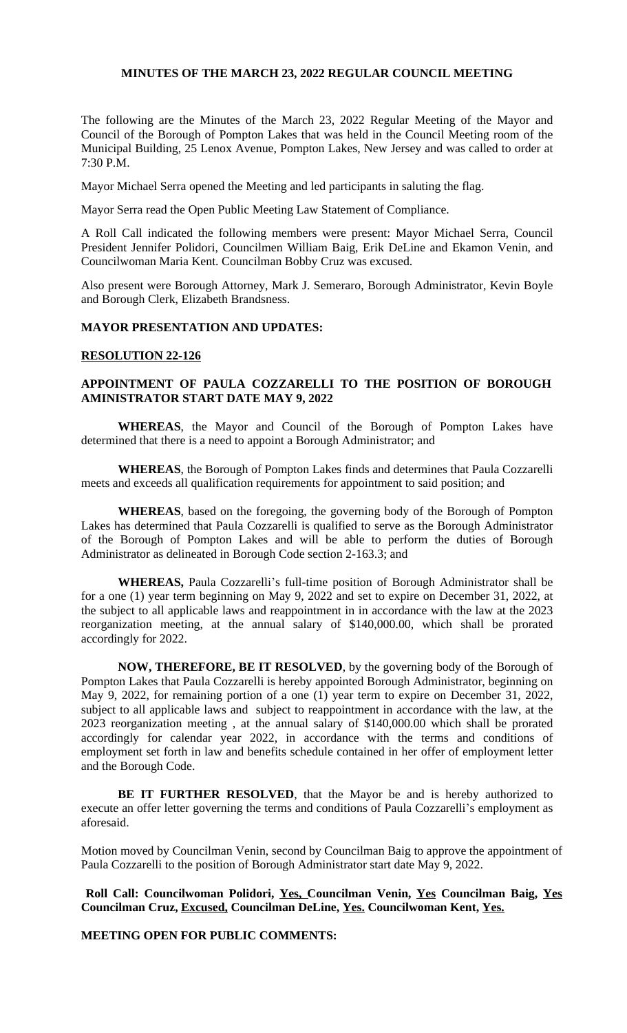# MINUTES OF THE MARCH 23, 2022 REGULAR COUNCIL MEETING

The following are the Minutes of the March 23, 2022 Regular Meeting of the Mayor and Council of the Borough of Pompton Lakes that was held in the Council Meeting room of the Municipal Building, 25 Lenox Avenue, Pompton Lakes, New Jersey and was called to order at 7:30 P.M.

Mayor Michael Serra opened the Meeting and led participants in saluting the flag.

Mayor Serra read the Open Public Meeting Law Statement of Compliance.

A Roll Call indicated the following members were present: Mayor Michael Serra, Council President Jennifer Polidori, Councilmen William Baig, Erik DeLine and Ekamon Venin, and Councilwoman Maria Kent. Councilman Bobby Cruz was excused.

Also present were Borough Attorney, Mark J. Semeraro, Borough Administrator, Kevin Boyle and Borough Clerk, Elizabeth Brandsness.

## MAYOR PRESENTATION AND UPDATES:

### RESOLUTION 22-126

### APPOINTMENT OF PAULA COZZARELLI TO THE POSITION OF BOROUGH AMINISTRATOR START DATE MAY 9, 2022

**WHEREAS**, the Mayor and Council of the Borough of Pompton Lakes have determined that there is a need to appoint a Borough Administrator; and

**WHEREAS**, the Borough of Pompton Lakes finds and determines that Paula Cozzarelli meets and exceeds all qualification requirements for appointment to said position; and

**WHEREAS**, based on the foregoing, the governing body of the Borough of Pompton Lakes has determined that Paula Cozzarelli is qualified to serve as the Borough Administrator of the Borough of Pompton Lakes and will be able to perform the duties of Borough Administrator as delineated in Borough Code section 2-163.3; and

**WHEREAS,** Paula Cozzarelli's full-time position of Borough Administrator shall be for a one (1) year term beginning on May 9, 2022 and set to expire on December 31, 2022, at the subject to all applicable laws and reappointment in in accordance with the law at the 2023 reorganization meeting, at the annual salary of $140,000.00, which shall be prorated accordingly for 2022.

**NOW, THEREFORE, BE IT RESOLVED**, by the governing body of the Borough of Pompton Lakes that Paula Cozzarelli is hereby appointed Borough Administrator, beginning on May 9, 2022, for remaining portion of a one (1) year term to expire on December 31, 2022, subject to all applicable laws and subject to reappointment in accordance with the law, at the 2023 reorganization meeting , at the annual salary of $140,000.00 which shall be prorated accordingly for calendar year 2022, in accordance with the terms and conditions of employment set forth in law and benefits schedule contained in her offer of employment letter and the Borough Code.

**BE IT FURTHER RESOLVED**, that the Mayor be and is hereby authorized to execute an offer letter governing the terms and conditions of Paula Cozzarelli's employment as aforesaid.

Motion moved by Councilman Venin, second by Councilman Baig to approve the appointment of Paula Cozzarelli to the position of Borough Administrator start date May 9, 2022.

**Roll Call: Councilwoman Polidori, Yes, Councilman Venin, Yes Councilman Baig, Yes Councilman Cruz, Excused, Councilman DeLine, Yes. Councilwoman Kent, Yes.**

## MEETING OPEN FOR PUBLIC COMMENTS: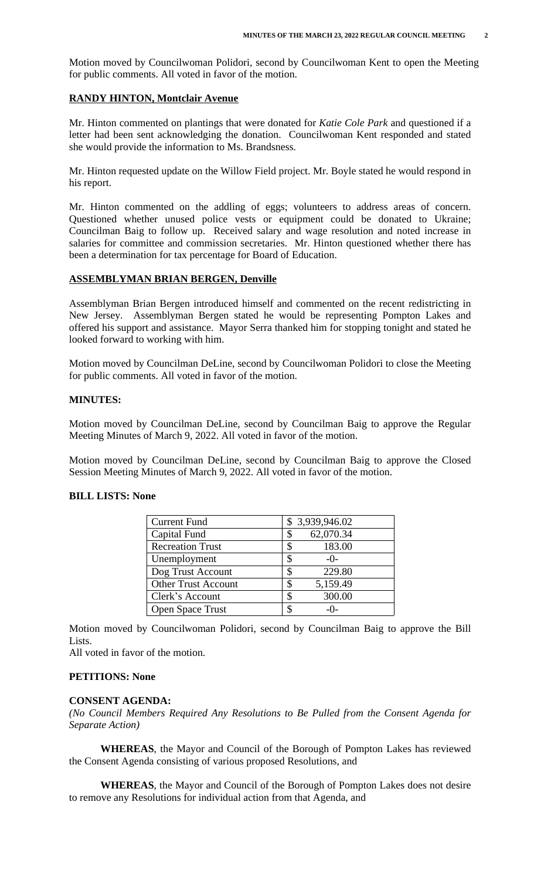Motion moved by Councilwoman Polidori, second by Councilwoman Kent to open the Meeting for public comments. All voted in favor of the motion.

**RANDY HINTON, Montclair Avenue**

Mr. Hinton commented on plantings that were donated for *Katie Cole Park* and questioned if a letter had been sent acknowledging the donation. Councilwoman Kent responded and stated she would provide the information to Ms. Brandsness.

Mr. Hinton requested update on the Willow Field project. Mr. Boyle stated he would respond in his report.

Mr. Hinton commented on the addling of eggs; volunteers to address areas of concern. Questioned whether unused police vests or equipment could be donated to Ukraine; Councilman Baig to follow up. Received salary and wage resolution and noted increase in salaries for committee and commission secretaries. Mr. Hinton questioned whether there has been a determination for tax percentage for Board of Education.

**ASSEMBLYMAN BRIAN BERGEN, Denville**

Assemblyman Brian Bergen introduced himself and commented on the recent redistricting in New Jersey. Assemblyman Bergen stated he would be representing Pompton Lakes and offered his support and assistance. Mayor Serra thanked him for stopping tonight and stated he looked forward to working with him.

Motion moved by Councilman DeLine, second by Councilwoman Polidori to close the Meeting for public comments. All voted in favor of the motion.

**MINUTES:**

Motion moved by Councilman DeLine, second by Councilman Baig to approve the Regular Meeting Minutes of March 9, 2022. All voted in favor of the motion.

Motion moved by Councilman DeLine, second by Councilman Baig to approve the Closed Session Meeting Minutes of March 9, 2022. All voted in favor of the motion.

**BILL LISTS: None**

| Current Fund | $ 3,939,946.02 |
|---|---|
| Capital Fund | $ 62,070.34 |
| Recreation Trust | $ 183.00 |
| Unemployment | $ -0- |
| Dog Trust Account | $ 229.80 |
| Other Trust Account | $ 5,159.49 |
| Clerk's Account | $ 300.00 |
| Open Space Trust | $ -0- |

Motion moved by Councilwoman Polidori, second by Councilman Baig to approve the Bill Lists.
All voted in favor of the motion.

**PETITIONS: None**

**CONSENT AGENDA:**
*(No Council Members Required Any Resolutions to Be Pulled from the Consent Agenda for Separate Action)*

**WHEREAS**, the Mayor and Council of the Borough of Pompton Lakes has reviewed the Consent Agenda consisting of various proposed Resolutions, and

**WHEREAS**, the Mayor and Council of the Borough of Pompton Lakes does not desire to remove any Resolutions for individual action from that Agenda, and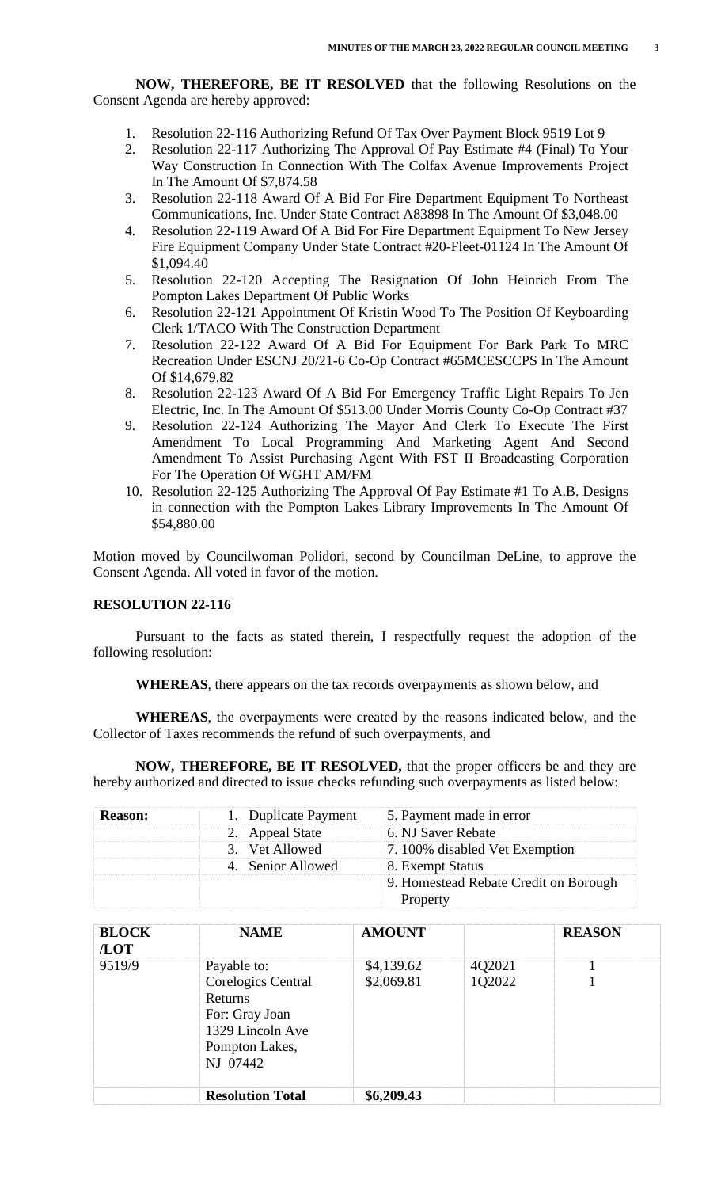**NOW, THEREFORE, BE IT RESOLVED** that the following Resolutions on the Consent Agenda are hereby approved:

1. Resolution 22-116 Authorizing Refund Of Tax Over Payment Block 9519 Lot 9
2. Resolution 22-117 Authorizing The Approval Of Pay Estimate #4 (Final) To Your Way Construction In Connection With The Colfax Avenue Improvements Project In The Amount Of $7,874.58
3. Resolution 22-118 Award Of A Bid For Fire Department Equipment To Northeast Communications, Inc. Under State Contract A83898 In The Amount Of $3,048.00
4. Resolution 22-119 Award Of A Bid For Fire Department Equipment To New Jersey Fire Equipment Company Under State Contract #20-Fleet-01124 In The Amount Of $1,094.40
5. Resolution 22-120 Accepting The Resignation Of John Heinrich From The Pompton Lakes Department Of Public Works
6. Resolution 22-121 Appointment Of Kristin Wood To The Position Of Keyboarding Clerk 1/TACO With The Construction Department
7. Resolution 22-122 Award Of A Bid For Equipment For Bark Park To MRC Recreation Under ESCNJ 20/21-6 Co-Op Contract #65MCESCCPS In The Amount Of $14,679.82
8. Resolution 22-123 Award Of A Bid For Emergency Traffic Light Repairs To Jen Electric, Inc. In The Amount Of $513.00 Under Morris County Co-Op Contract #37
9. Resolution 22-124 Authorizing The Mayor And Clerk To Execute The First Amendment To Local Programming And Marketing Agent And Second Amendment To Assist Purchasing Agent With FST II Broadcasting Corporation For The Operation Of WGHT AM/FM
10. Resolution 22-125 Authorizing The Approval Of Pay Estimate #1 To A.B. Designs in connection with the Pompton Lakes Library Improvements In The Amount Of $54,880.00

Motion moved by Councilwoman Polidori, second by Councilman DeLine, to approve the Consent Agenda. All voted in favor of the motion.

**RESOLUTION 22-116**

Pursuant to the facts as stated therein, I respectfully request the adoption of the following resolution:

**WHEREAS**, there appears on the tax records overpayments as shown below, and

**WHEREAS**, the overpayments were created by the reasons indicated below, and the Collector of Taxes recommends the refund of such overpayments, and

**NOW, THEREFORE, BE IT RESOLVED,** that the proper officers be and they are hereby authorized and directed to issue checks refunding such overpayments as listed below:

| **Reason:** | 1. Duplicate Payment | 5. Payment made in error |
|---|---|---|
| | 2. Appeal State | 6. NJ Saver Rebate |
| | 3. Vet Allowed | 7. 100% disabled Vet Exemption |
| | 4. Senior Allowed | 8. Exempt Status |
| | | 9. Homestead Rebate Credit on Borough Property |

| **BLOCK /LOT** | **NAME** | **AMOUNT** | | **REASON** |
|---|---|---|---|---|
| 9519/9 | Payable to: Corelogics Central Returns For: Gray Joan 1329 Lincoln Ave Pompton Lakes, NJ 07442 | $4,139.62<br>$2,069.81 | 4Q2021<br>1Q2022 | 1<br>1 |
| | **Resolution Total** | **$6,209.43** | | |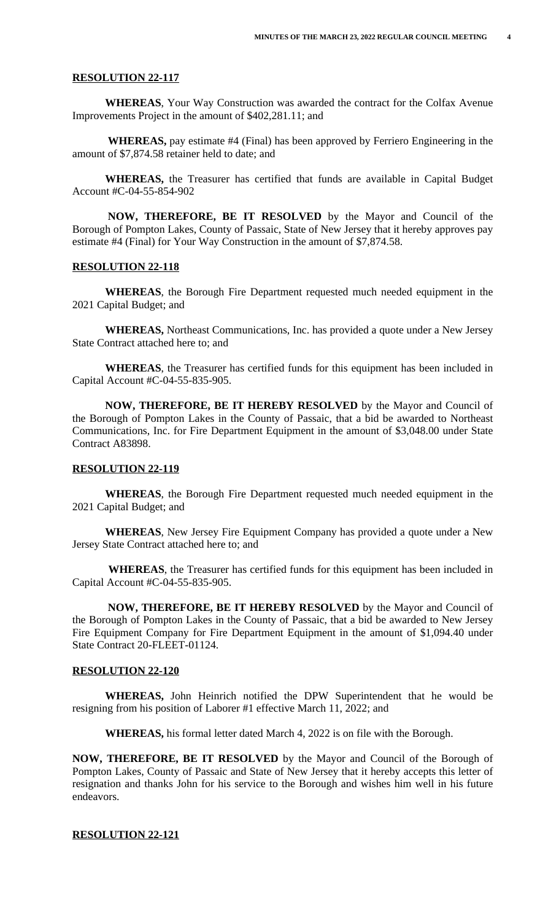**RESOLUTION 22-117**

**WHEREAS**, Your Way Construction was awarded the contract for the Colfax Avenue Improvements Project in the amount of $402,281.11; and

**WHEREAS,** pay estimate #4 (Final) has been approved by Ferriero Engineering in the amount of $7,874.58 retainer held to date; and

**WHEREAS,** the Treasurer has certified that funds are available in Capital Budget Account #C-04-55-854-902

**NOW, THEREFORE, BE IT RESOLVED** by the Mayor and Council of the Borough of Pompton Lakes, County of Passaic, State of New Jersey that it hereby approves pay estimate #4 (Final) for Your Way Construction in the amount of $7,874.58.

**RESOLUTION 22-118**

**WHEREAS**, the Borough Fire Department requested much needed equipment in the 2021 Capital Budget; and

**WHEREAS,** Northeast Communications, Inc. has provided a quote under a New Jersey State Contract attached here to; and

**WHEREAS**, the Treasurer has certified funds for this equipment has been included in Capital Account #C-04-55-835-905.

**NOW, THEREFORE, BE IT HEREBY RESOLVED** by the Mayor and Council of the Borough of Pompton Lakes in the County of Passaic, that a bid be awarded to Northeast Communications, Inc. for Fire Department Equipment in the amount of $3,048.00 under State Contract A83898.

**RESOLUTION 22-119**

**WHEREAS**, the Borough Fire Department requested much needed equipment in the 2021 Capital Budget; and

**WHEREAS**, New Jersey Fire Equipment Company has provided a quote under a New Jersey State Contract attached here to; and

**WHEREAS**, the Treasurer has certified funds for this equipment has been included in Capital Account #C-04-55-835-905.

**NOW, THEREFORE, BE IT HEREBY RESOLVED** by the Mayor and Council of the Borough of Pompton Lakes in the County of Passaic, that a bid be awarded to New Jersey Fire Equipment Company for Fire Department Equipment in the amount of $1,094.40 under State Contract 20-FLEET-01124.

**RESOLUTION 22-120**

**WHEREAS,** John Heinrich notified the DPW Superintendent that he would be resigning from his position of Laborer #1 effective March 11, 2022; and

**WHEREAS,** his formal letter dated March 4, 2022 is on file with the Borough.

**NOW, THEREFORE, BE IT RESOLVED** by the Mayor and Council of the Borough of Pompton Lakes, County of Passaic and State of New Jersey that it hereby accepts this letter of resignation and thanks John for his service to the Borough and wishes him well in his future endeavors.

**RESOLUTION 22-121**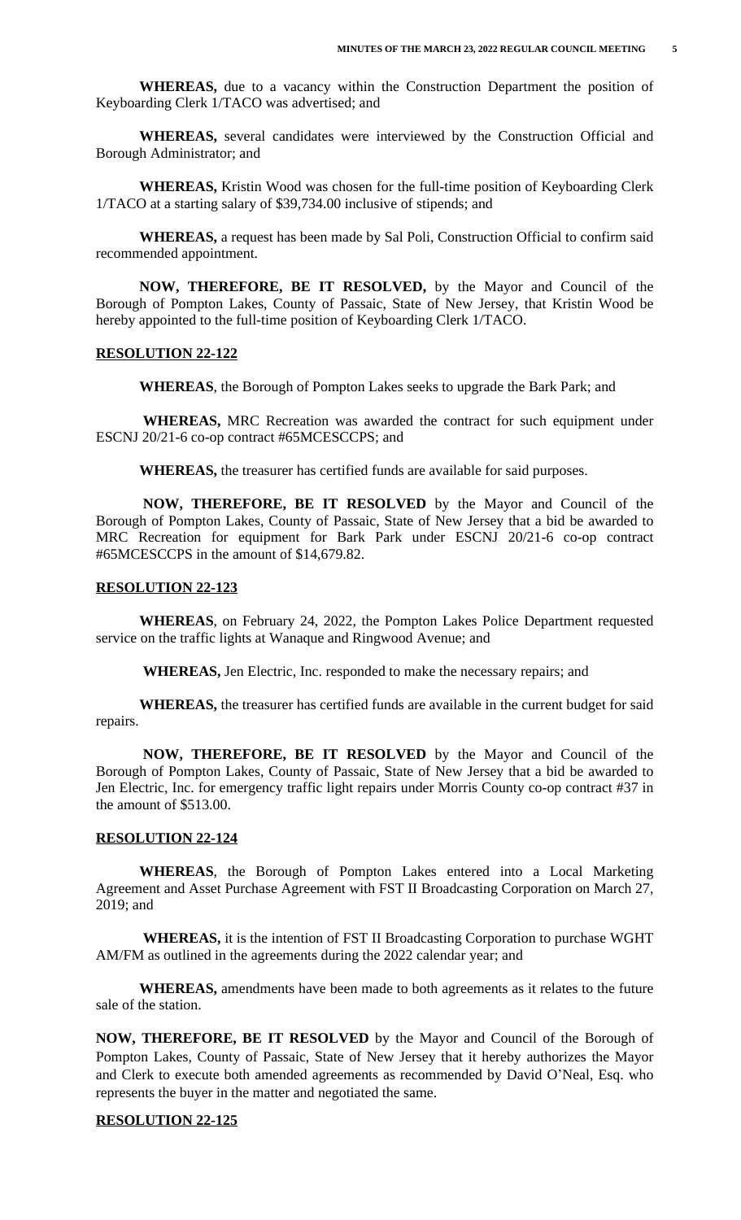**WHEREAS,** due to a vacancy within the Construction Department the position of Keyboarding Clerk 1/TACO was advertised; and

**WHEREAS,** several candidates were interviewed by the Construction Official and Borough Administrator; and

**WHEREAS,** Kristin Wood was chosen for the full-time position of Keyboarding Clerk 1/TACO at a starting salary of $39,734.00 inclusive of stipends; and

**WHEREAS,** a request has been made by Sal Poli, Construction Official to confirm said recommended appointment.

**NOW, THEREFORE, BE IT RESOLVED,** by the Mayor and Council of the Borough of Pompton Lakes, County of Passaic, State of New Jersey, that Kristin Wood be hereby appointed to the full-time position of Keyboarding Clerk 1/TACO.

**RESOLUTION 22-122**

**WHEREAS**, the Borough of Pompton Lakes seeks to upgrade the Bark Park; and

**WHEREAS,** MRC Recreation was awarded the contract for such equipment under ESCNJ 20/21-6 co-op contract #65MCESCCPS; and

**WHEREAS,** the treasurer has certified funds are available for said purposes.

**NOW, THEREFORE, BE IT RESOLVED** by the Mayor and Council of the Borough of Pompton Lakes, County of Passaic, State of New Jersey that a bid be awarded to MRC Recreation for equipment for Bark Park under ESCNJ 20/21-6 co-op contract #65MCESCCPS in the amount of $14,679.82.

**RESOLUTION 22-123**

**WHEREAS**, on February 24, 2022, the Pompton Lakes Police Department requested service on the traffic lights at Wanaque and Ringwood Avenue; and

**WHEREAS,** Jen Electric, Inc. responded to make the necessary repairs; and

**WHEREAS,** the treasurer has certified funds are available in the current budget for said repairs.

**NOW, THEREFORE, BE IT RESOLVED** by the Mayor and Council of the Borough of Pompton Lakes, County of Passaic, State of New Jersey that a bid be awarded to Jen Electric, Inc. for emergency traffic light repairs under Morris County co-op contract #37 in the amount of $513.00.

**RESOLUTION 22-124**

**WHEREAS**, the Borough of Pompton Lakes entered into a Local Marketing Agreement and Asset Purchase Agreement with FST II Broadcasting Corporation on March 27, 2019; and

**WHEREAS,** it is the intention of FST II Broadcasting Corporation to purchase WGHT AM/FM as outlined in the agreements during the 2022 calendar year; and

**WHEREAS,** amendments have been made to both agreements as it relates to the future sale of the station.

**NOW, THEREFORE, BE IT RESOLVED** by the Mayor and Council of the Borough of Pompton Lakes, County of Passaic, State of New Jersey that it hereby authorizes the Mayor and Clerk to execute both amended agreements as recommended by David O'Neal, Esq. who represents the buyer in the matter and negotiated the same.

**RESOLUTION 22-125**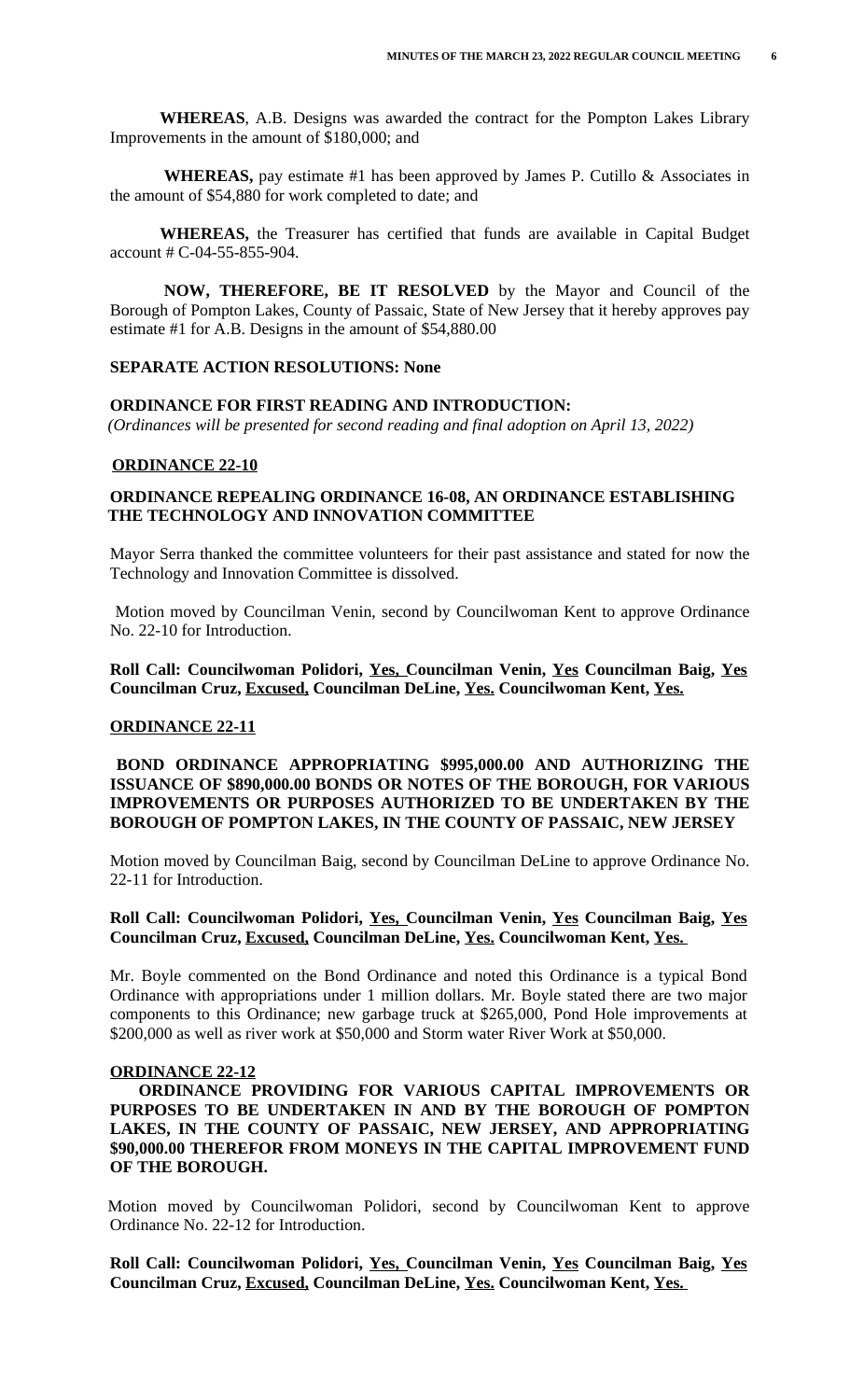**WHEREAS**, A.B. Designs was awarded the contract for the Pompton Lakes Library Improvements in the amount of $180,000; and

**WHEREAS,** pay estimate #1 has been approved by James P. Cutillo & Associates in the amount of $54,880 for work completed to date; and

**WHEREAS,** the Treasurer has certified that funds are available in Capital Budget account # C-04-55-855-904.

**NOW, THEREFORE, BE IT RESOLVED** by the Mayor and Council of the Borough of Pompton Lakes, County of Passaic, State of New Jersey that it hereby approves pay estimate #1 for A.B. Designs in the amount of $54,880.00

**SEPARATE ACTION RESOLUTIONS: None**

**ORDINANCE FOR FIRST READING AND INTRODUCTION:**
*(Ordinances will be presented for second reading and final adoption on April 13, 2022)*

**ORDINANCE 22-10**

**ORDINANCE REPEALING ORDINANCE 16-08, AN ORDINANCE ESTABLISHING THE TECHNOLOGY AND INNOVATION COMMITTEE**

Mayor Serra thanked the committee volunteers for their past assistance and stated for now the Technology and Innovation Committee is dissolved.

Motion moved by Councilman Venin, second by Councilwoman Kent to approve Ordinance No. 22-10 for Introduction.

**Roll Call: Councilwoman Polidori, Yes, Councilman Venin, Yes Councilman Baig, Yes Councilman Cruz, Excused, Councilman DeLine, Yes. Councilwoman Kent, Yes.**

**ORDINANCE 22-11**

**BOND ORDINANCE APPROPRIATING $995,000.00 AND AUTHORIZING THE ISSUANCE OF $890,000.00 BONDS OR NOTES OF THE BOROUGH, FOR VARIOUS IMPROVEMENTS OR PURPOSES AUTHORIZED TO BE UNDERTAKEN BY THE BOROUGH OF POMPTON LAKES, IN THE COUNTY OF PASSAIC, NEW JERSEY**

Motion moved by Councilman Baig, second by Councilman DeLine to approve Ordinance No. 22-11 for Introduction.

**Roll Call: Councilwoman Polidori, Yes, Councilman Venin, Yes Councilman Baig, Yes Councilman Cruz, Excused, Councilman DeLine, Yes. Councilwoman Kent, Yes.**

Mr. Boyle commented on the Bond Ordinance and noted this Ordinance is a typical Bond Ordinance with appropriations under 1 million dollars. Mr. Boyle stated there are two major components to this Ordinance; new garbage truck at $265,000, Pond Hole improvements at $200,000 as well as river work at $50,000 and Storm water River Work at $50,000.

**ORDINANCE 22-12**

**ORDINANCE PROVIDING FOR VARIOUS CAPITAL IMPROVEMENTS OR PURPOSES TO BE UNDERTAKEN IN AND BY THE BOROUGH OF POMPTON LAKES, IN THE COUNTY OF PASSAIC, NEW JERSEY, AND APPROPRIATING $90,000.00 THEREFOR FROM MONEYS IN THE CAPITAL IMPROVEMENT FUND OF THE BOROUGH.**

Motion moved by Councilwoman Polidori, second by Councilwoman Kent to approve Ordinance No. 22-12 for Introduction.

**Roll Call: Councilwoman Polidori, Yes, Councilman Venin, Yes Councilman Baig, Yes Councilman Cruz, Excused, Councilman DeLine, Yes. Councilwoman Kent, Yes.**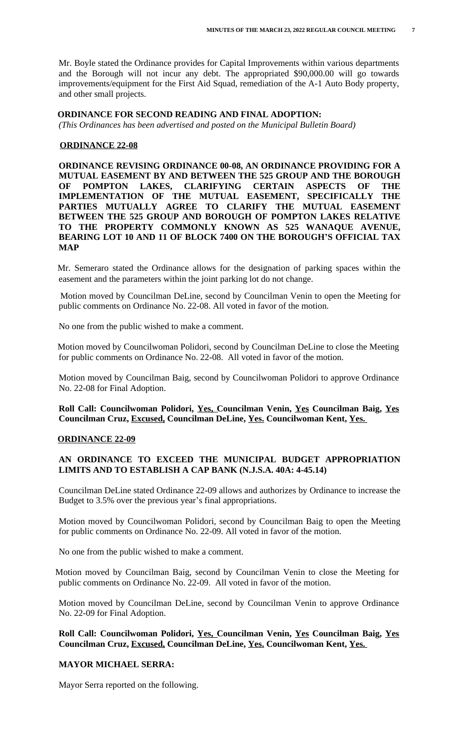Mr. Boyle stated the Ordinance provides for Capital Improvements within various departments and the Borough will not incur any debt. The appropriated $90,000.00 will go towards improvements/equipment for the First Aid Squad, remediation of the A-1 Auto Body property, and other small projects.

**ORDINANCE FOR SECOND READING AND FINAL ADOPTION:**

*(This Ordinances has been advertised and posted on the Municipal Bulletin Board)*

**ORDINANCE 22-08**

**ORDINANCE REVISING ORDINANCE 00-08, AN ORDINANCE PROVIDING FOR A MUTUAL EASEMENT BY AND BETWEEN THE 525 GROUP AND THE BOROUGH OF POMPTON LAKES, CLARIFYING CERTAIN ASPECTS OF THE IMPLEMENTATION OF THE MUTUAL EASEMENT, SPECIFICALLY THE PARTIES MUTUALLY AGREE TO CLARIFY THE MUTUAL EASEMENT BETWEEN THE 525 GROUP AND BOROUGH OF POMPTON LAKES RELATIVE TO THE PROPERTY COMMONLY KNOWN AS 525 WANAQUE AVENUE, BEARING LOT 10 AND 11 OF BLOCK 7400 ON THE BOROUGH'S OFFICIAL TAX MAP**

Mr. Semeraro stated the Ordinance allows for the designation of parking spaces within the easement and the parameters within the joint parking lot do not change.

Motion moved by Councilman DeLine, second by Councilman Venin to open the Meeting for public comments on Ordinance No. 22-08. All voted in favor of the motion.

No one from the public wished to make a comment.

Motion moved by Councilwoman Polidori, second by Councilman DeLine to close the Meeting for public comments on Ordinance No. 22-08. All voted in favor of the motion.

Motion moved by Councilman Baig, second by Councilwoman Polidori to approve Ordinance No. 22-08 for Final Adoption.

**Roll Call: Councilwoman Polidori, Yes, Councilman Venin, Yes Councilman Baig, Yes Councilman Cruz, Excused, Councilman DeLine, Yes. Councilwoman Kent, Yes.**

**ORDINANCE 22-09**

**AN ORDINANCE TO EXCEED THE MUNICIPAL BUDGET APPROPRIATION LIMITS AND TO ESTABLISH A CAP BANK (N.J.S.A. 40A: 4-45.14)**

Councilman DeLine stated Ordinance 22-09 allows and authorizes by Ordinance to increase the Budget to 3.5% over the previous year's final appropriations.

Motion moved by Councilwoman Polidori, second by Councilman Baig to open the Meeting for public comments on Ordinance No. 22-09. All voted in favor of the motion.

No one from the public wished to make a comment.

Motion moved by Councilman Baig, second by Councilman Venin to close the Meeting for public comments on Ordinance No. 22-09. All voted in favor of the motion.

Motion moved by Councilman DeLine, second by Councilman Venin to approve Ordinance No. 22-09 for Final Adoption.

**Roll Call: Councilwoman Polidori, Yes, Councilman Venin, Yes Councilman Baig, Yes Councilman Cruz, Excused, Councilman DeLine, Yes. Councilwoman Kent, Yes.**

**MAYOR MICHAEL SERRA:**

Mayor Serra reported on the following.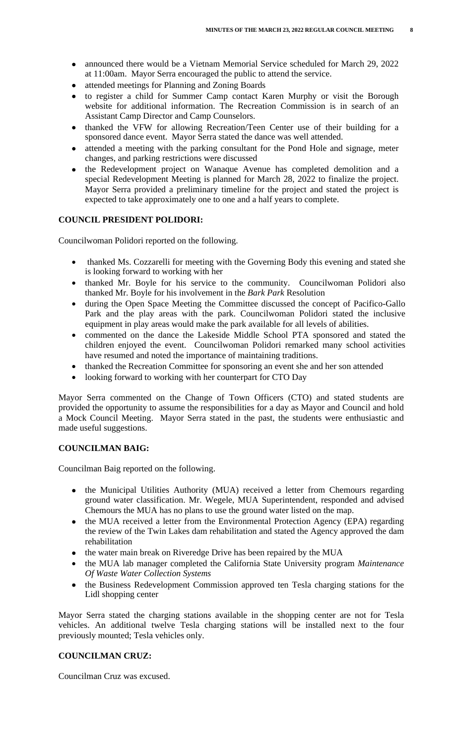- announced there would be a Vietnam Memorial Service scheduled for March 29, 2022 at 11:00am. Mayor Serra encouraged the public to attend the service.
- attended meetings for Planning and Zoning Boards
- to register a child for Summer Camp contact Karen Murphy or visit the Borough website for additional information. The Recreation Commission is in search of an Assistant Camp Director and Camp Counselors.
- thanked the VFW for allowing Recreation/Teen Center use of their building for a sponsored dance event. Mayor Serra stated the dance was well attended.
- attended a meeting with the parking consultant for the Pond Hole and signage, meter changes, and parking restrictions were discussed
- the Redevelopment project on Wanaque Avenue has completed demolition and a special Redevelopment Meeting is planned for March 28, 2022 to finalize the project. Mayor Serra provided a preliminary timeline for the project and stated the project is expected to take approximately one to one and a half years to complete.

**COUNCIL PRESIDENT POLIDORI:**

Councilwoman Polidori reported on the following.

- thanked Ms. Cozzarelli for meeting with the Governing Body this evening and stated she is looking forward to working with her
- thanked Mr. Boyle for his service to the community. Councilwoman Polidori also thanked Mr. Boyle for his involvement in the *Bark Park* Resolution
- during the Open Space Meeting the Committee discussed the concept of Pacifico-Gallo Park and the play areas with the park. Councilwoman Polidori stated the inclusive equipment in play areas would make the park available for all levels of abilities.
- commented on the dance the Lakeside Middle School PTA sponsored and stated the children enjoyed the event. Councilwoman Polidori remarked many school activities have resumed and noted the importance of maintaining traditions.
- thanked the Recreation Committee for sponsoring an event she and her son attended
- looking forward to working with her counterpart for CTO Day

Mayor Serra commented on the Change of Town Officers (CTO) and stated students are provided the opportunity to assume the responsibilities for a day as Mayor and Council and hold a Mock Council Meeting. Mayor Serra stated in the past, the students were enthusiastic and made useful suggestions.

**COUNCILMAN BAIG:**

Councilman Baig reported on the following.

- the Municipal Utilities Authority (MUA) received a letter from Chemours regarding ground water classification. Mr. Wegele, MUA Superintendent, responded and advised Chemours the MUA has no plans to use the ground water listed on the map.
- the MUA received a letter from the Environmental Protection Agency (EPA) regarding the review of the Twin Lakes dam rehabilitation and stated the Agency approved the dam rehabilitation
- the water main break on Riveredge Drive has been repaired by the MUA
- the MUA lab manager completed the California State University program *Maintenance Of Waste Water Collection Systems*
- the Business Redevelopment Commission approved ten Tesla charging stations for the Lidl shopping center

Mayor Serra stated the charging stations available in the shopping center are not for Tesla vehicles. An additional twelve Tesla charging stations will be installed next to the four previously mounted; Tesla vehicles only.

**COUNCILMAN CRUZ:**

Councilman Cruz was excused.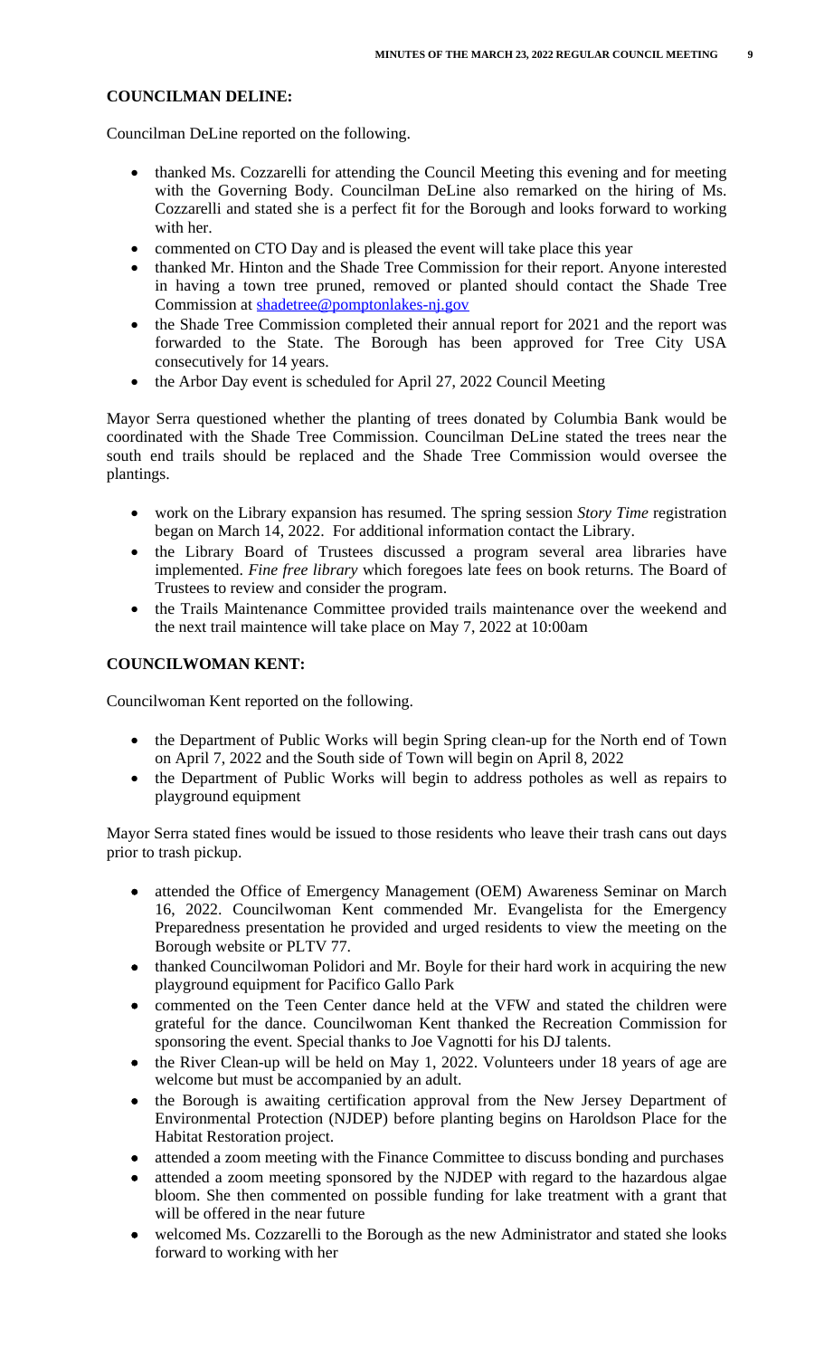**COUNCILMAN DELINE:**

Councilman DeLine reported on the following.

- thanked Ms. Cozzarelli for attending the Council Meeting this evening and for meeting with the Governing Body. Councilman DeLine also remarked on the hiring of Ms. Cozzarelli and stated she is a perfect fit for the Borough and looks forward to working with her.
- commented on CTO Day and is pleased the event will take place this year
- thanked Mr. Hinton and the Shade Tree Commission for their report. Anyone interested in having a town tree pruned, removed or planted should contact the Shade Tree Commission at shadetree@pomptonlakes-nj.gov
- the Shade Tree Commission completed their annual report for 2021 and the report was forwarded to the State. The Borough has been approved for Tree City USA consecutively for 14 years.
- the Arbor Day event is scheduled for April 27, 2022 Council Meeting

Mayor Serra questioned whether the planting of trees donated by Columbia Bank would be coordinated with the Shade Tree Commission. Councilman DeLine stated the trees near the south end trails should be replaced and the Shade Tree Commission would oversee the plantings.

- work on the Library expansion has resumed. The spring session *Story Time* registration began on March 14, 2022. For additional information contact the Library.
- the Library Board of Trustees discussed a program several area libraries have implemented. *Fine free library* which foregoes late fees on book returns. The Board of Trustees to review and consider the program.
- the Trails Maintenance Committee provided trails maintenance over the weekend and the next trail maintence will take place on May 7, 2022 at 10:00am

**COUNCILWOMAN KENT:**

Councilwoman Kent reported on the following.

- the Department of Public Works will begin Spring clean-up for the North end of Town on April 7, 2022 and the South side of Town will begin on April 8, 2022
- the Department of Public Works will begin to address potholes as well as repairs to playground equipment

Mayor Serra stated fines would be issued to those residents who leave their trash cans out days prior to trash pickup.

- attended the Office of Emergency Management (OEM) Awareness Seminar on March 16, 2022. Councilwoman Kent commended Mr. Evangelista for the Emergency Preparedness presentation he provided and urged residents to view the meeting on the Borough website or PLTV 77.
- thanked Councilwoman Polidori and Mr. Boyle for their hard work in acquiring the new playground equipment for Pacifico Gallo Park
- commented on the Teen Center dance held at the VFW and stated the children were grateful for the dance. Councilwoman Kent thanked the Recreation Commission for sponsoring the event. Special thanks to Joe Vagnotti for his DJ talents.
- the River Clean-up will be held on May 1, 2022. Volunteers under 18 years of age are welcome but must be accompanied by an adult.
- the Borough is awaiting certification approval from the New Jersey Department of Environmental Protection (NJDEP) before planting begins on Haroldson Place for the Habitat Restoration project.
- attended a zoom meeting with the Finance Committee to discuss bonding and purchases
- attended a zoom meeting sponsored by the NJDEP with regard to the hazardous algae bloom. She then commented on possible funding for lake treatment with a grant that will be offered in the near future
- welcomed Ms. Cozzarelli to the Borough as the new Administrator and stated she looks forward to working with her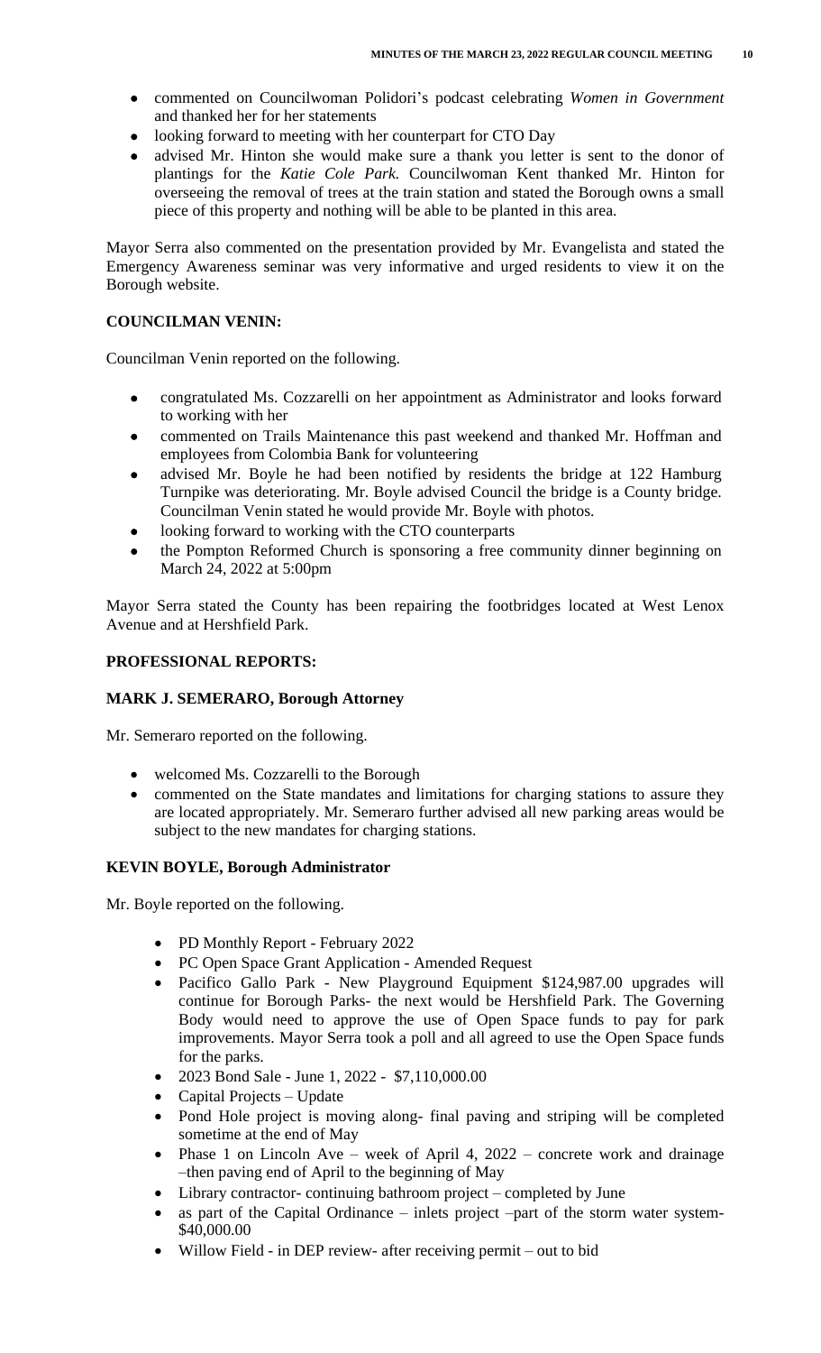- commented on Councilwoman Polidori's podcast celebrating *Women in Government* and thanked her for her statements
- looking forward to meeting with her counterpart for CTO Day
- advised Mr. Hinton she would make sure a thank you letter is sent to the donor of plantings for the *Katie Cole Park.* Councilwoman Kent thanked Mr. Hinton for overseeing the removal of trees at the train station and stated the Borough owns a small piece of this property and nothing will be able to be planted in this area.

Mayor Serra also commented on the presentation provided by Mr. Evangelista and stated the Emergency Awareness seminar was very informative and urged residents to view it on the Borough website.

**COUNCILMAN VENIN:**

Councilman Venin reported on the following.

- congratulated Ms. Cozzarelli on her appointment as Administrator and looks forward to working with her
- commented on Trails Maintenance this past weekend and thanked Mr. Hoffman and employees from Colombia Bank for volunteering
- advised Mr. Boyle he had been notified by residents the bridge at 122 Hamburg Turnpike was deteriorating. Mr. Boyle advised Council the bridge is a County bridge. Councilman Venin stated he would provide Mr. Boyle with photos.
- looking forward to working with the CTO counterparts
- the Pompton Reformed Church is sponsoring a free community dinner beginning on March 24, 2022 at 5:00pm

Mayor Serra stated the County has been repairing the footbridges located at West Lenox Avenue and at Hershfield Park.

**PROFESSIONAL REPORTS:**

**MARK J. SEMERARO, Borough Attorney**

Mr. Semeraro reported on the following.

- welcomed Ms. Cozzarelli to the Borough
- commented on the State mandates and limitations for charging stations to assure they are located appropriately. Mr. Semeraro further advised all new parking areas would be subject to the new mandates for charging stations.

**KEVIN BOYLE, Borough Administrator**

Mr. Boyle reported on the following.

- PD Monthly Report - February 2022
- PC Open Space Grant Application - Amended Request
- Pacifico Gallo Park - New Playground Equipment $124,987.00 upgrades will continue for Borough Parks- the next would be Hershfield Park. The Governing Body would need to approve the use of Open Space funds to pay for park improvements. Mayor Serra took a poll and all agreed to use the Open Space funds for the parks.
- 2023 Bond Sale - June 1, 2022 - $7,110,000.00
- Capital Projects – Update
- Pond Hole project is moving along- final paving and striping will be completed sometime at the end of May
- Phase 1 on Lincoln Ave – week of April 4, 2022 – concrete work and drainage –then paving end of April to the beginning of May
- Library contractor- continuing bathroom project – completed by June
- as part of the Capital Ordinance – inlets project –part of the storm water system- $40,000.00
- Willow Field - in DEP review- after receiving permit – out to bid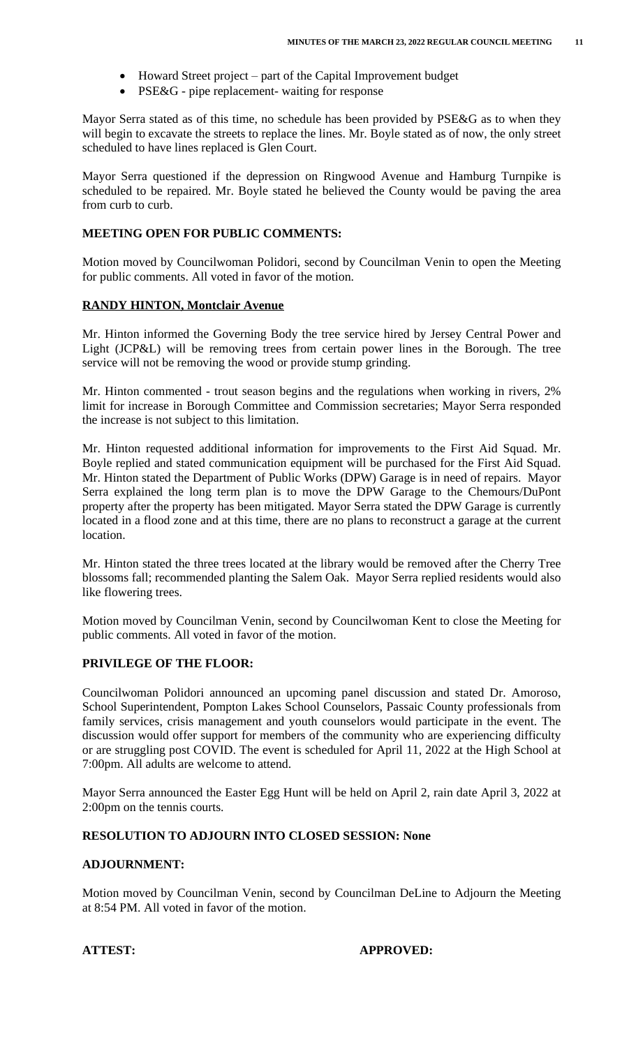- Howard Street project – part of the Capital Improvement budget
- PSE&G - pipe replacement- waiting for response

Mayor Serra stated as of this time, no schedule has been provided by PSE&G as to when they will begin to excavate the streets to replace the lines. Mr. Boyle stated as of now, the only street scheduled to have lines replaced is Glen Court.

Mayor Serra questioned if the depression on Ringwood Avenue and Hamburg Turnpike is scheduled to be repaired. Mr. Boyle stated he believed the County would be paving the area from curb to curb.

**MEETING OPEN FOR PUBLIC COMMENTS:**

Motion moved by Councilwoman Polidori, second by Councilman Venin to open the Meeting for public comments. All voted in favor of the motion.

**RANDY HINTON, Montclair Avenue**

Mr. Hinton informed the Governing Body the tree service hired by Jersey Central Power and Light (JCP&L) will be removing trees from certain power lines in the Borough. The tree service will not be removing the wood or provide stump grinding.

Mr. Hinton commented - trout season begins and the regulations when working in rivers, 2% limit for increase in Borough Committee and Commission secretaries; Mayor Serra responded the increase is not subject to this limitation.

Mr. Hinton requested additional information for improvements to the First Aid Squad. Mr. Boyle replied and stated communication equipment will be purchased for the First Aid Squad. Mr. Hinton stated the Department of Public Works (DPW) Garage is in need of repairs. Mayor Serra explained the long term plan is to move the DPW Garage to the Chemours/DuPont property after the property has been mitigated. Mayor Serra stated the DPW Garage is currently located in a flood zone and at this time, there are no plans to reconstruct a garage at the current location.

Mr. Hinton stated the three trees located at the library would be removed after the Cherry Tree blossoms fall; recommended planting the Salem Oak. Mayor Serra replied residents would also like flowering trees.

Motion moved by Councilman Venin, second by Councilwoman Kent to close the Meeting for public comments. All voted in favor of the motion.

**PRIVILEGE OF THE FLOOR:**

Councilwoman Polidori announced an upcoming panel discussion and stated Dr. Amoroso, School Superintendent, Pompton Lakes School Counselors, Passaic County professionals from family services, crisis management and youth counselors would participate in the event. The discussion would offer support for members of the community who are experiencing difficulty or are struggling post COVID. The event is scheduled for April 11, 2022 at the High School at 7:00pm. All adults are welcome to attend.

Mayor Serra announced the Easter Egg Hunt will be held on April 2, rain date April 3, 2022 at 2:00pm on the tennis courts.

**RESOLUTION TO ADJOURN INTO CLOSED SESSION: None**

**ADJOURNMENT:**

Motion moved by Councilman Venin, second by Councilman DeLine to Adjourn the Meeting at 8:54 PM. All voted in favor of the motion.

**ATTEST:** **APPROVED:**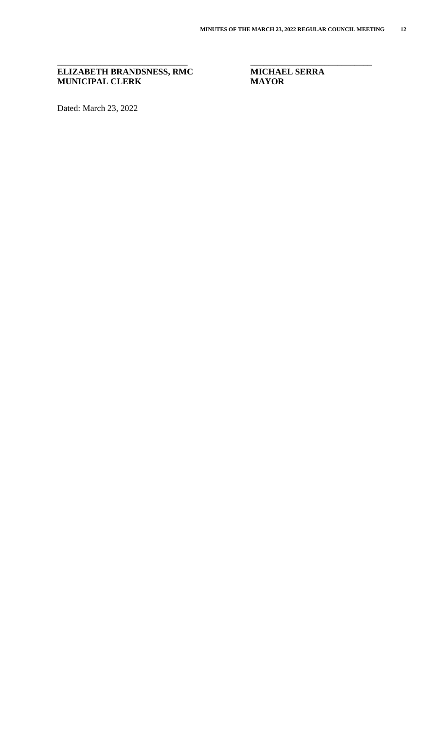______________________________ ______________________________

**ELIZABETH BRANDSNESS, RMC** **MICHAEL SERRA**
**MUNICIPAL CLERK** **MAYOR**

Dated: March 23, 2022